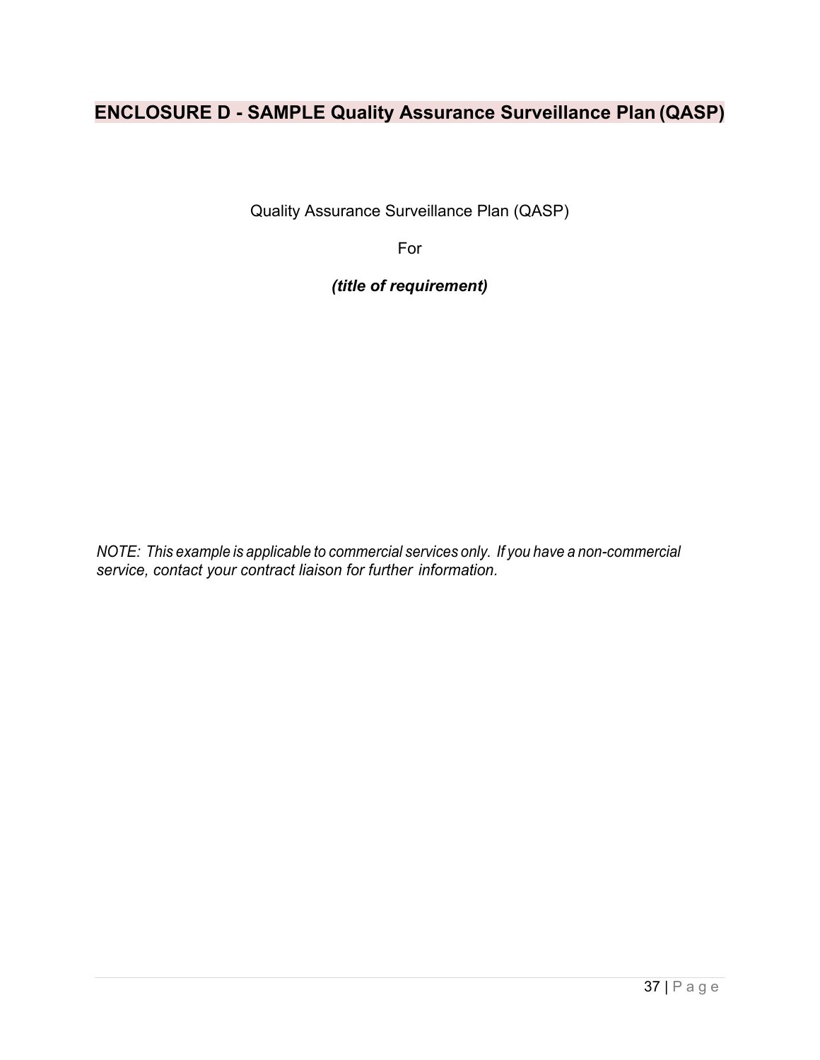# ENCLOSURE D - SAMPLE Quality Assurance Surveillance Plan (QASP)

Quality Assurance Surveillance Plan (QASP)

For

***(title of requirement)***

*NOTE: This example is applicable to commercial services only. If you have a non-commercial service, contact your contract liaison for further information.*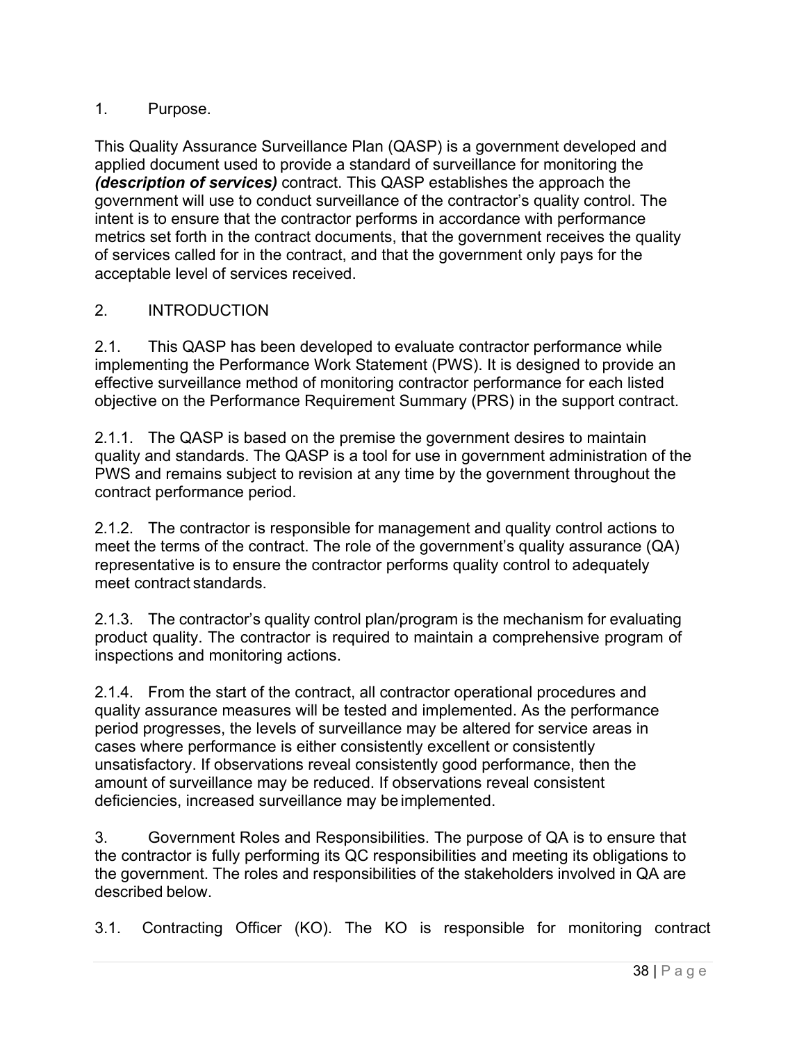1. Purpose.

This Quality Assurance Surveillance Plan (QASP) is a government developed and applied document used to provide a standard of surveillance for monitoring the ***(description of services)*** contract. This QASP establishes the approach the government will use to conduct surveillance of the contractor's quality control. The intent is to ensure that the contractor performs in accordance with performance metrics set forth in the contract documents, that the government receives the quality of services called for in the contract, and that the government only pays for the acceptable level of services received.

2. INTRODUCTION

2.1. This QASP has been developed to evaluate contractor performance while implementing the Performance Work Statement (PWS). It is designed to provide an effective surveillance method of monitoring contractor performance for each listed objective on the Performance Requirement Summary (PRS) in the support contract.

2.1.1. The QASP is based on the premise the government desires to maintain quality and standards. The QASP is a tool for use in government administration of the PWS and remains subject to revision at any time by the government throughout the contract performance period.

2.1.2. The contractor is responsible for management and quality control actions to meet the terms of the contract. The role of the government's quality assurance (QA) representative is to ensure the contractor performs quality control to adequately meet contract standards.

2.1.3. The contractor's quality control plan/program is the mechanism for evaluating product quality. The contractor is required to maintain a comprehensive program of inspections and monitoring actions.

2.1.4. From the start of the contract, all contractor operational procedures and quality assurance measures will be tested and implemented. As the performance period progresses, the levels of surveillance may be altered for service areas in cases where performance is either consistently excellent or consistently unsatisfactory. If observations reveal consistently good performance, then the amount of surveillance may be reduced. If observations reveal consistent deficiencies, increased surveillance may be implemented.

3. Government Roles and Responsibilities. The purpose of QA is to ensure that the contractor is fully performing its QC responsibilities and meeting its obligations to the government. The roles and responsibilities of the stakeholders involved in QA are described below.

3.1. Contracting Officer (KO). The KO is responsible for monitoring contract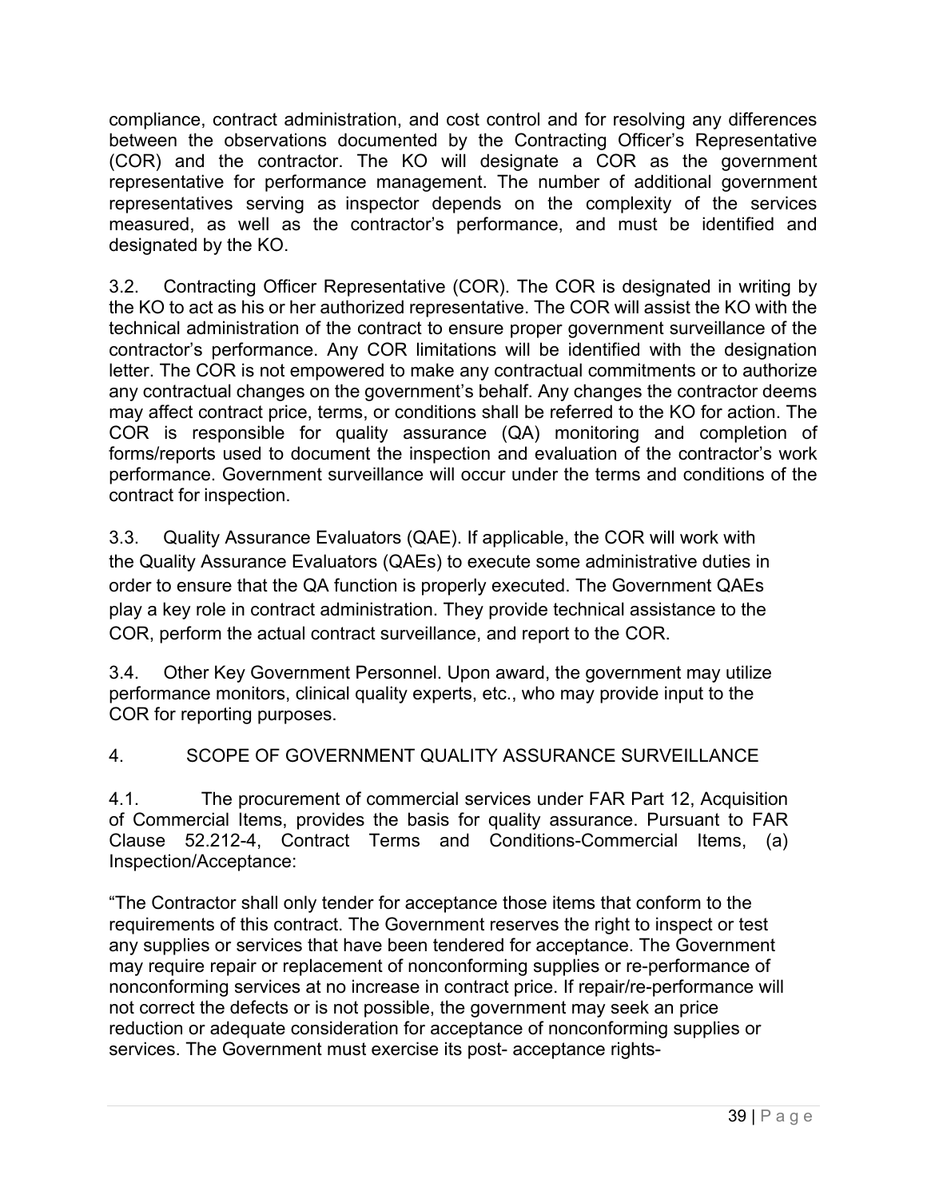compliance, contract administration, and cost control and for resolving any differences between the observations documented by the Contracting Officer's Representative (COR) and the contractor. The KO will designate a COR as the government representative for performance management. The number of additional government representatives serving as inspector depends on the complexity of the services measured, as well as the contractor's performance, and must be identified and designated by the KO.

3.2. Contracting Officer Representative (COR). The COR is designated in writing by the KO to act as his or her authorized representative. The COR will assist the KO with the technical administration of the contract to ensure proper government surveillance of the contractor's performance. Any COR limitations will be identified with the designation letter. The COR is not empowered to make any contractual commitments or to authorize any contractual changes on the government's behalf. Any changes the contractor deems may affect contract price, terms, or conditions shall be referred to the KO for action. The COR is responsible for quality assurance (QA) monitoring and completion of forms/reports used to document the inspection and evaluation of the contractor's work performance. Government surveillance will occur under the terms and conditions of the contract for inspection.

3.3. Quality Assurance Evaluators (QAE). If applicable, the COR will work with the Quality Assurance Evaluators (QAEs) to execute some administrative duties in order to ensure that the QA function is properly executed. The Government QAEs play a key role in contract administration. They provide technical assistance to the COR, perform the actual contract surveillance, and report to the COR.

3.4. Other Key Government Personnel. Upon award, the government may utilize performance monitors, clinical quality experts, etc., who may provide input to the COR for reporting purposes.

## 4. SCOPE OF GOVERNMENT QUALITY ASSURANCE SURVEILLANCE

4.1. The procurement of commercial services under FAR Part 12, Acquisition of Commercial Items, provides the basis for quality assurance. Pursuant to FAR Clause 52.212-4, Contract Terms and Conditions-Commercial Items, (a) Inspection/Acceptance:

"The Contractor shall only tender for acceptance those items that conform to the requirements of this contract. The Government reserves the right to inspect or test any supplies or services that have been tendered for acceptance. The Government may require repair or replacement of nonconforming supplies or re-performance of nonconforming services at no increase in contract price. If repair/re-performance will not correct the defects or is not possible, the government may seek an price reduction or adequate consideration for acceptance of nonconforming supplies or services. The Government must exercise its post- acceptance rights-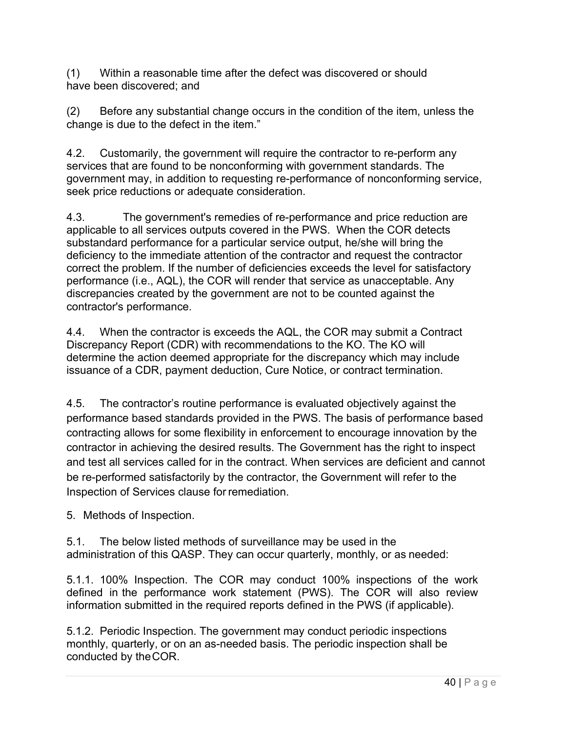(1) Within a reasonable time after the defect was discovered or should have been discovered; and

(2) Before any substantial change occurs in the condition of the item, unless the change is due to the defect in the item."

4.2. Customarily, the government will require the contractor to re-perform any services that are found to be nonconforming with government standards. The government may, in addition to requesting re-performance of nonconforming service, seek price reductions or adequate consideration.

4.3. The government's remedies of re-performance and price reduction are applicable to all services outputs covered in the PWS. When the COR detects substandard performance for a particular service output, he/she will bring the deficiency to the immediate attention of the contractor and request the contractor correct the problem. If the number of deficiencies exceeds the level for satisfactory performance (i.e., AQL), the COR will render that service as unacceptable. Any discrepancies created by the government are not to be counted against the contractor's performance.

4.4. When the contractor is exceeds the AQL, the COR may submit a Contract Discrepancy Report (CDR) with recommendations to the KO. The KO will determine the action deemed appropriate for the discrepancy which may include issuance of a CDR, payment deduction, Cure Notice, or contract termination.

4.5. The contractor's routine performance is evaluated objectively against the performance based standards provided in the PWS. The basis of performance based contracting allows for some flexibility in enforcement to encourage innovation by the contractor in achieving the desired results. The Government has the right to inspect and test all services called for in the contract. When services are deficient and cannot be re-performed satisfactorily by the contractor, the Government will refer to the Inspection of Services clause for remediation.

5. Methods of Inspection.

5.1. The below listed methods of surveillance may be used in the administration of this QASP. They can occur quarterly, monthly, or as needed:

5.1.1. 100% Inspection. The COR may conduct 100% inspections of the work defined in the performance work statement (PWS). The COR will also review information submitted in the required reports defined in the PWS (if applicable).

5.1.2. Periodic Inspection. The government may conduct periodic inspections monthly, quarterly, or on an as-needed basis. The periodic inspection shall be conducted by the COR.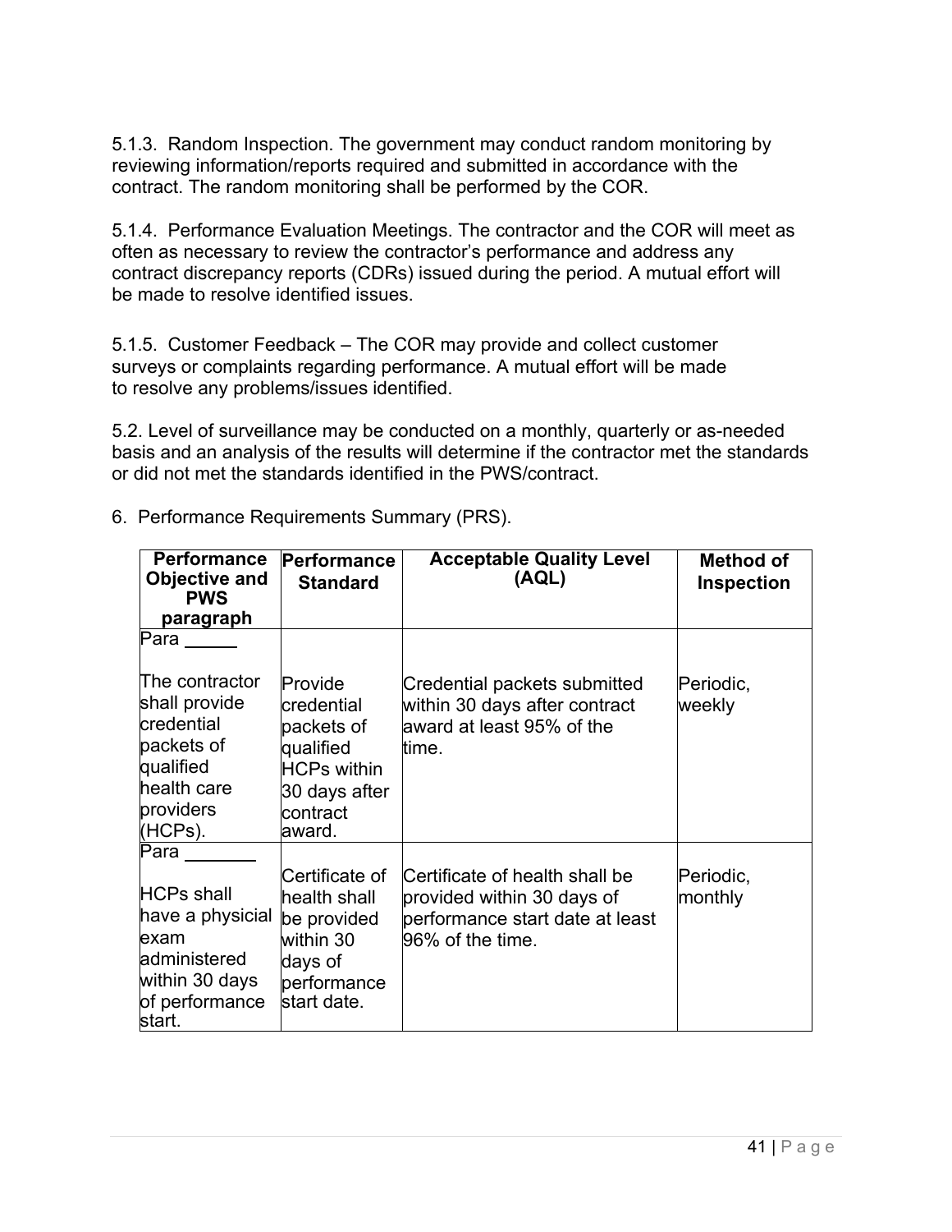5.1.3. Random Inspection. The government may conduct random monitoring by reviewing information/reports required and submitted in accordance with the contract. The random monitoring shall be performed by the COR.

5.1.4. Performance Evaluation Meetings. The contractor and the COR will meet as often as necessary to review the contractor's performance and address any contract discrepancy reports (CDRs) issued during the period. A mutual effort will be made to resolve identified issues.

5.1.5. Customer Feedback – The COR may provide and collect customer surveys or complaints regarding performance. A mutual effort will be made to resolve any problems/issues identified.

5.2. Level of surveillance may be conducted on a monthly, quarterly or as-needed basis and an analysis of the results will determine if the contractor met the standards or did not met the standards identified in the PWS/contract.

6. Performance Requirements Summary (PRS).

| Performance Objective and PWS paragraph | Performance Standard | Acceptable Quality Level (AQL) | Method of Inspection |
| --- | --- | --- | --- |
| Para _____ <br><br> The contractor shall provide credential packets of qualified health care providers (HCPs). | Provide credential packets of qualified HCPs within 30 days after contract award. | Credential packets submitted within 30 days after contract award at least 95% of the time. | Periodic, weekly |
| Para _______ <br><br> HCPs shall have a physicial exam administered within 30 days of performance start. | Certificate of health shall be provided within 30 days of performance start date. | Certificate of health shall be provided within 30 days of performance start date at least 96% of the time. | Periodic, monthly |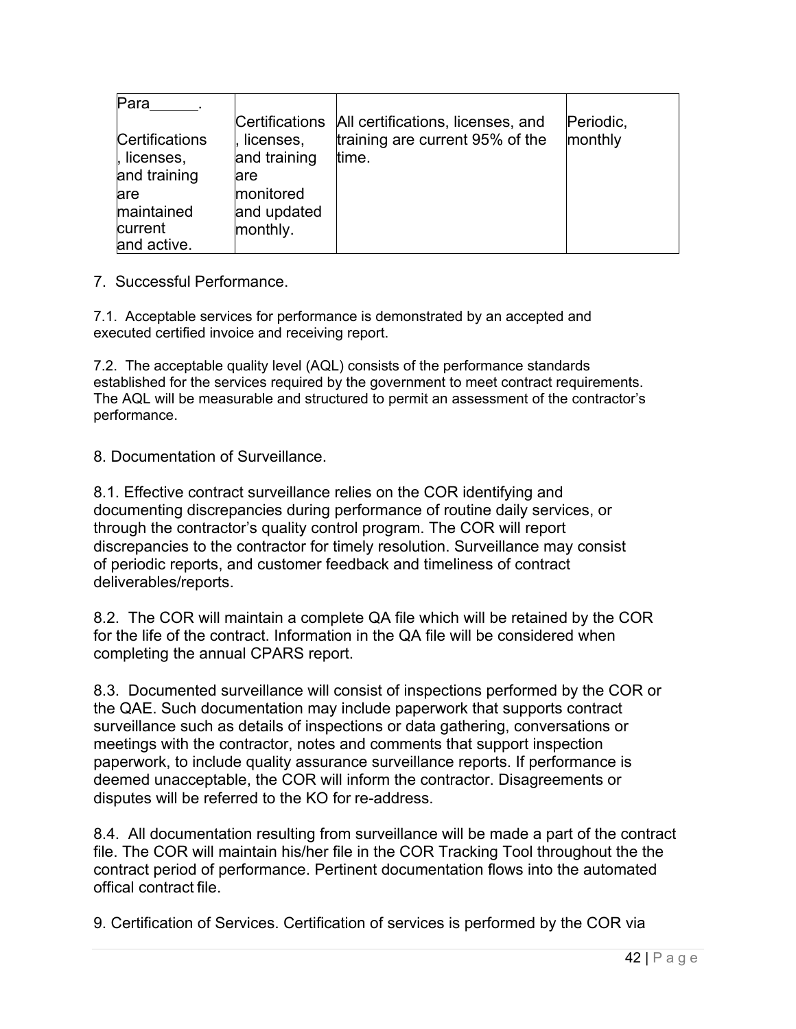| Para______. Certifications, licenses, and training are maintained current and active. | Certifications, licenses, and training are monitored and updated monthly. | All certifications, licenses, and training are current 95% of the time. | Periodic, monthly |
|---|---|---|---|

7. Successful Performance.

7.1. Acceptable services for performance is demonstrated by an accepted and executed certified invoice and receiving report.

7.2. The acceptable quality level (AQL) consists of the performance standards established for the services required by the government to meet contract requirements. The AQL will be measurable and structured to permit an assessment of the contractor's performance.

8. Documentation of Surveillance.

8.1. Effective contract surveillance relies on the COR identifying and documenting discrepancies during performance of routine daily services, or through the contractor's quality control program. The COR will report discrepancies to the contractor for timely resolution. Surveillance may consist of periodic reports, and customer feedback and timeliness of contract deliverables/reports.

8.2. The COR will maintain a complete QA file which will be retained by the COR for the life of the contract. Information in the QA file will be considered when completing the annual CPARS report.

8.3. Documented surveillance will consist of inspections performed by the COR or the QAE. Such documentation may include paperwork that supports contract surveillance such as details of inspections or data gathering, conversations or meetings with the contractor, notes and comments that support inspection paperwork, to include quality assurance surveillance reports. If performance is deemed unacceptable, the COR will inform the contractor. Disagreements or disputes will be referred to the KO for re-address.

8.4. All documentation resulting from surveillance will be made a part of the contract file. The COR will maintain his/her file in the COR Tracking Tool throughout the the contract period of performance. Pertinent documentation flows into the automated offical contract file.

9. Certification of Services. Certification of services is performed by the COR via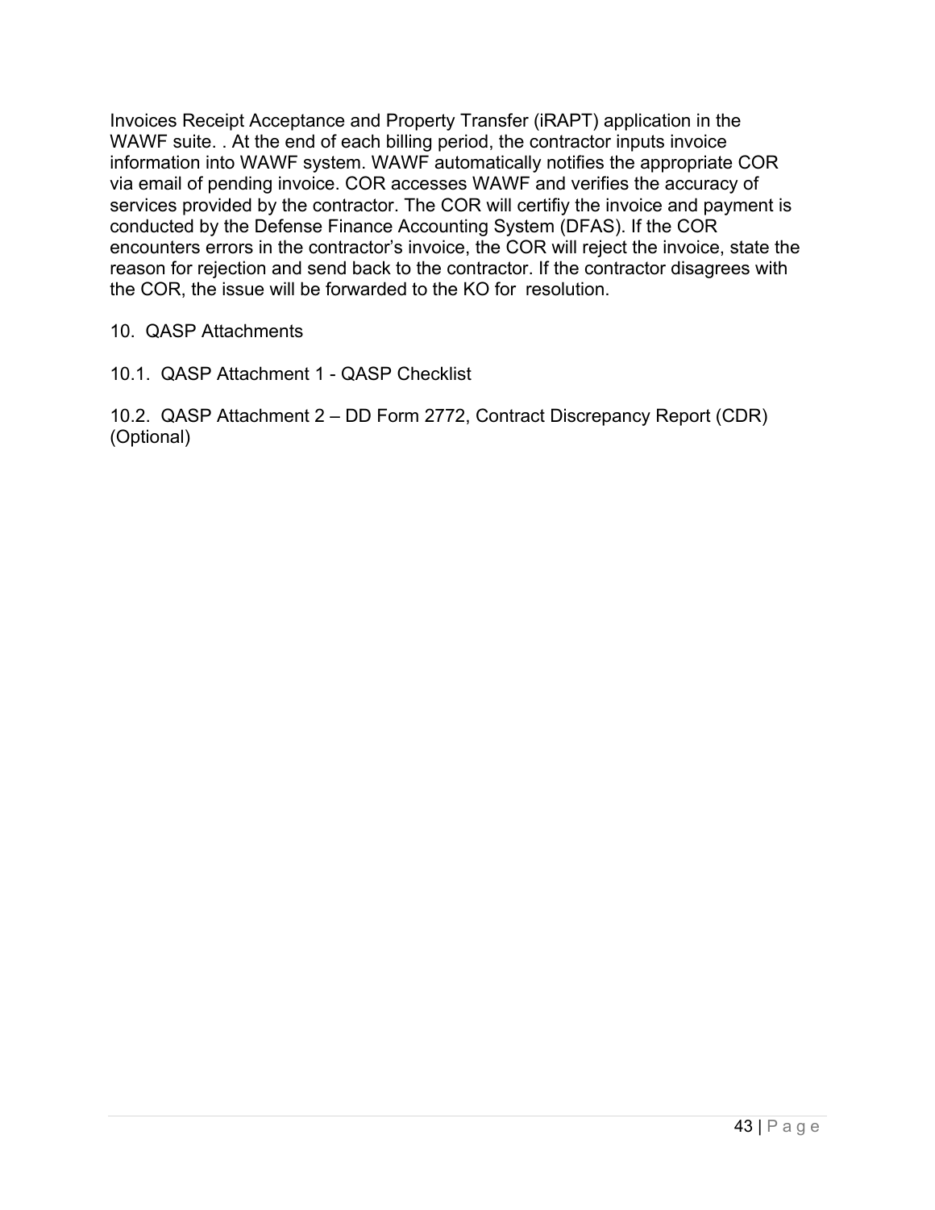Invoices Receipt Acceptance and Property Transfer (iRAPT) application in the WAWF suite. . At the end of each billing period, the contractor inputs invoice information into WAWF system. WAWF automatically notifies the appropriate COR via email of pending invoice. COR accesses WAWF and verifies the accuracy of services provided by the contractor. The COR will certifiy the invoice and payment is conducted by the Defense Finance Accounting System (DFAS). If the COR encounters errors in the contractor's invoice, the COR will reject the invoice, state the reason for rejection and send back to the contractor. If the contractor disagrees with the COR, the issue will be forwarded to the KO for resolution.

## 10. QASP Attachments

10.1. QASP Attachment 1 - QASP Checklist

10.2. QASP Attachment 2 – DD Form 2772, Contract Discrepancy Report (CDR) (Optional)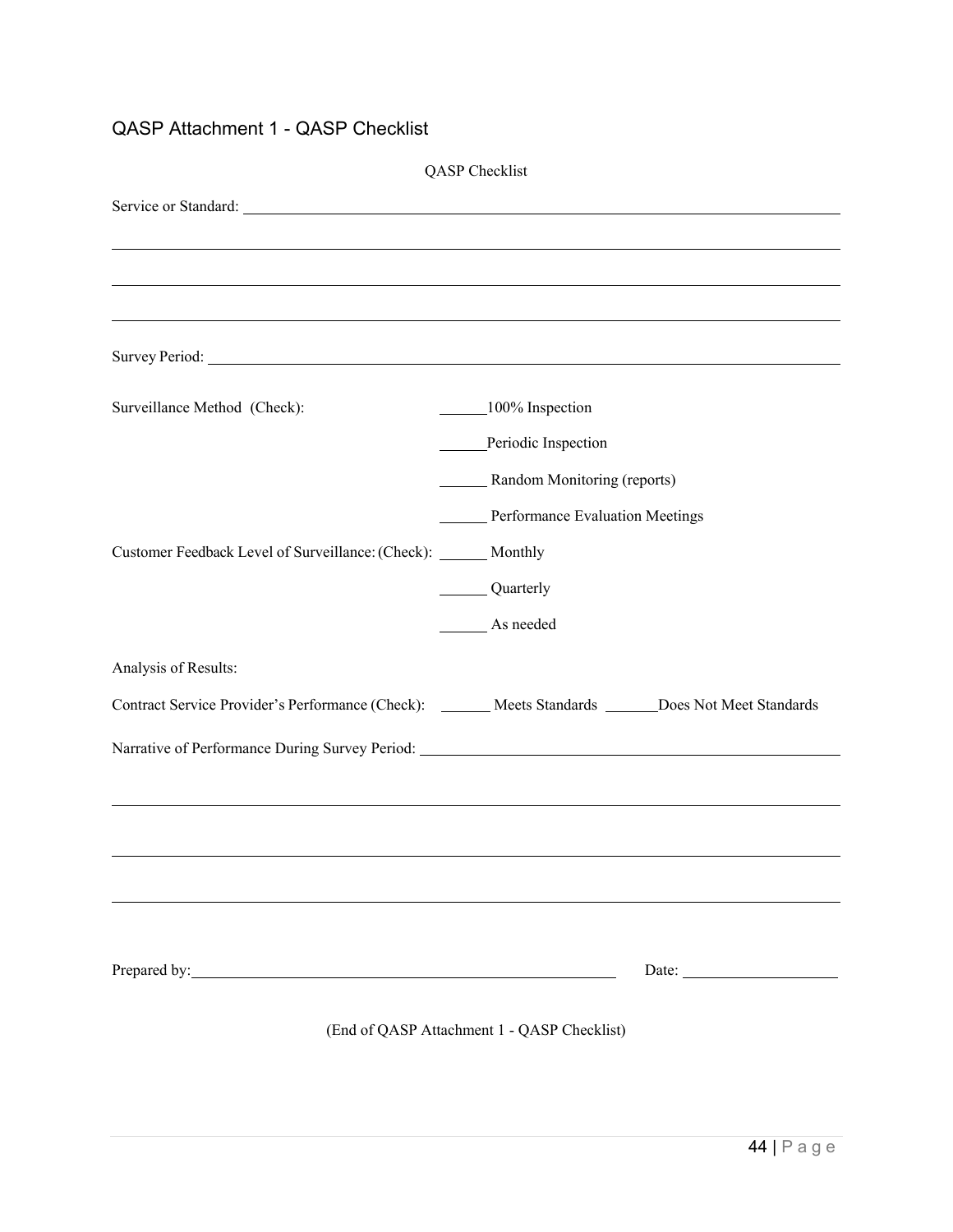## QASP Attachment 1 - QASP Checklist

QASP Checklist

Service or Standard: ______________________________________________________________

______________________________________________________________

______________________________________________________________

______________________________________________________________

Survey Period: ______________________________________________________________

Surveillance Method (Check):
- ______100% Inspection
- ______Periodic Inspection
- ______ Random Monitoring (reports)
- ______ Performance Evaluation Meetings

Customer Feedback Level of Surveillance: (Check):
- ______ Monthly
- ______ Quarterly
- ______ As needed

Analysis of Results:

Contract Service Provider's Performance (Check): ______ Meets Standards ______Does Not Meet Standards

Narrative of Performance During Survey Period: ______________________________________________________________

______________________________________________________________

______________________________________________________________

______________________________________________________________

Prepared by: ______________________________ Date: ____________________

(End of QASP Attachment 1 - QASP Checklist)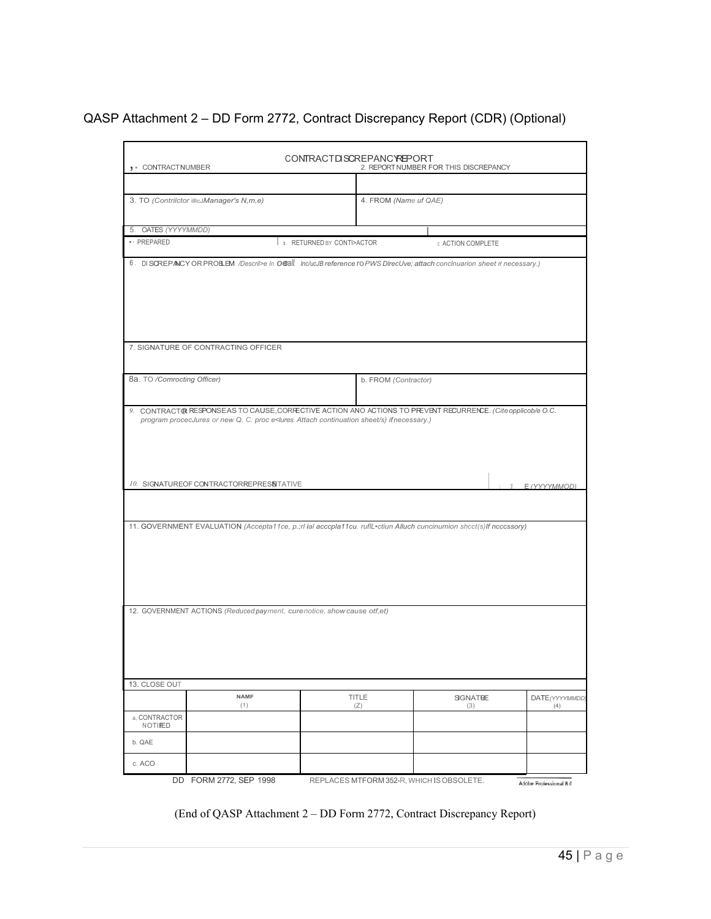QASP Attachment 2 – DD Form 2772, Contract Discrepancy Report (CDR) (Optional)

## CONTRACT DISCREPANCY REPORT

| | |
|---|---|
| 1. CONTRACT NUMBER | 2. REPORT NUMBER FOR THIS DISCREPANCY |
| | |
| 3. TO *(Contractor and Manager's Name)* | 4. FROM *(Name of QAE)* |

5. DATES *(YYYYMMDD)*

| | | |
|---|---|---|
| a. PREPARED | b. RETURNED BY CONTRACTOR | c. ACTION COMPLETE |
| | | |

6. DISCREPANCY OR PROBLEM *(Describe in detail. Include reference to PWS Directive; attach continuation sheet if necessary.)*

7. SIGNATURE OF CONTRACTING OFFICER

| | |
|---|---|
| 8a. TO *(Contracting Officer)* | b. FROM *(Contractor)* |
| | |

9. CONTRACTOR RESPONSE AS TO CAUSE, CORRECTIVE ACTION AND ACTIONS TO PREVENT RECURRENCE. *(Cite applicable Q.C. program procedures or new Q. C. procedures. Attach continuation sheet(s) if necessary.)*

| | |
|---|---|
| 10. SIGNATURE OF CONTRACTOR REPRESENTATIVE | DATE *(YYYYMMDD)* |
| | |

11. GOVERNMENT EVALUATION *(Acceptance, partial acceptance, rejection. Attach continuation sheet(s) if necessary)*

12. GOVERNMENT ACTIONS *(Reduced payment, cure notice, show cause, other)*

13. CLOSE OUT

| | NAME (1) | TITLE (2) | SIGNATURE (3) | DATE *(YYYYMMDD)* (4) |
|---|---|---|---|---|
| a. CONTRACTOR NOTIFIED | | | | |
| b. QAE | | | | |
| c. ACO | | | | |

DD FORM 2772, SEP 1998 REPLACES MTFORM 352-R, WHICH IS OBSOLETE.

(End of QASP Attachment 2 – DD Form 2772, Contract Discrepancy Report)